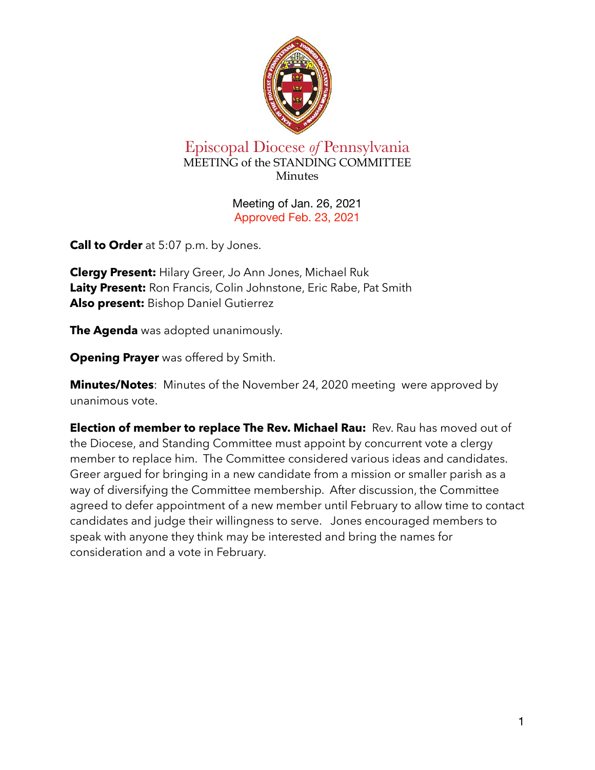# Episcopal Diocese *of* Pennsylvania

MEETING of the STANDING COMMITTEE

Minutes

Meeting of Jan. 26, 2021

Approved Feb. 23, 2021

**Call to Order** at 5:07 p.m. by Jones.

**Clergy Present:** Hilary Greer, Jo Ann Jones, Michael Ruk
**Laity Present:** Ron Francis, Colin Johnstone, Eric Rabe, Pat Smith
**Also present:** Bishop Daniel Gutierrez

**The Agenda** was adopted unanimously.

**Opening Prayer** was offered by Smith.

**Minutes/Notes**: Minutes of the November 24, 2020 meeting were approved by unanimous vote.

**Election of member to replace The Rev. Michael Rau:** Rev. Rau has moved out of the Diocese, and Standing Committee must appoint by concurrent vote a clergy member to replace him. The Committee considered various ideas and candidates. Greer argued for bringing in a new candidate from a mission or smaller parish as a way of diversifying the Committee membership. After discussion, the Committee agreed to defer appointment of a new member until February to allow time to contact candidates and judge their willingness to serve. Jones encouraged members to speak with anyone they think may be interested and bring the names for consideration and a vote in February.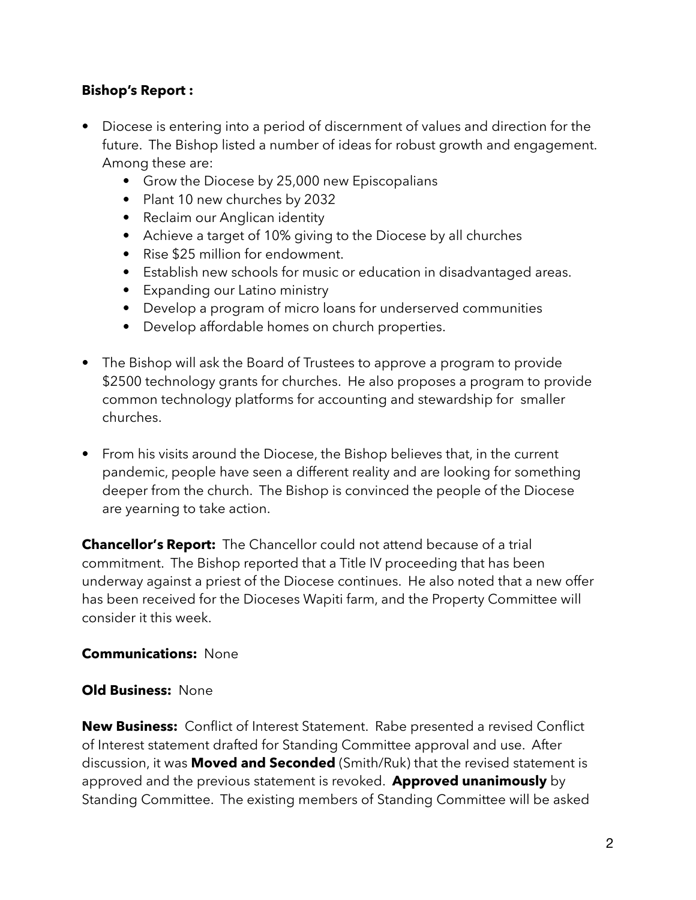**Bishop's Report :**

- Diocese is entering into a period of discernment of values and direction for the future. The Bishop listed a number of ideas for robust growth and engagement. Among these are:
  - Grow the Diocese by 25,000 new Episcopalians
  - Plant 10 new churches by 2032
  - Reclaim our Anglican identity
  - Achieve a target of 10% giving to the Diocese by all churches
  - Rise $25 million for endowment.
  - Establish new schools for music or education in disadvantaged areas.
  - Expanding our Latino ministry
  - Develop a program of micro loans for underserved communities
  - Develop affordable homes on church properties.
- The Bishop will ask the Board of Trustees to approve a program to provide $2500 technology grants for churches. He also proposes a program to provide common technology platforms for accounting and stewardship for smaller churches.
- From his visits around the Diocese, the Bishop believes that, in the current pandemic, people have seen a different reality and are looking for something deeper from the church. The Bishop is convinced the people of the Diocese are yearning to take action.

**Chancellor's Report:** The Chancellor could not attend because of a trial commitment. The Bishop reported that a Title IV proceeding that has been underway against a priest of the Diocese continues. He also noted that a new offer has been received for the Dioceses Wapiti farm, and the Property Committee will consider it this week.

**Communications:** None

**Old Business:** None

**New Business:** Conflict of Interest Statement. Rabe presented a revised Conflict of Interest statement drafted for Standing Committee approval and use. After discussion, it was **Moved and Seconded** (Smith/Ruk) that the revised statement is approved and the previous statement is revoked. **Approved unanimously** by Standing Committee. The existing members of Standing Committee will be asked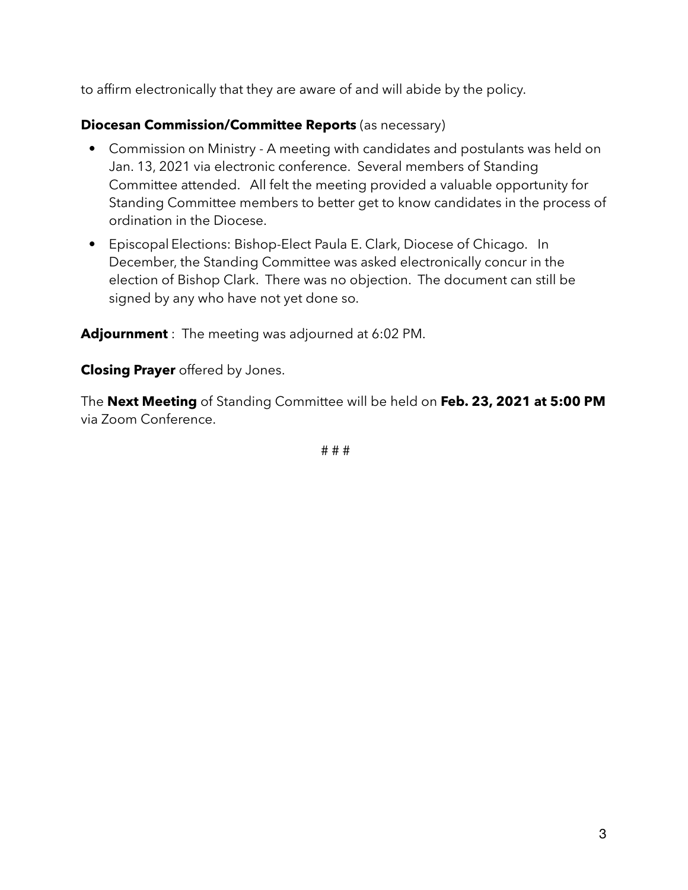to affirm electronically that they are aware of and will abide by the policy.

**Diocesan Commission/Committee Reports** (as necessary)

- Commission on Ministry - A meeting with candidates and postulants was held on Jan. 13, 2021 via electronic conference. Several members of Standing Committee attended. All felt the meeting provided a valuable opportunity for Standing Committee members to better get to know candidates in the process of ordination in the Diocese.
- Episcopal Elections: Bishop-Elect Paula E. Clark, Diocese of Chicago. In December, the Standing Committee was asked electronically concur in the election of Bishop Clark. There was no objection. The document can still be signed by any who have not yet done so.

**Adjournment** : The meeting was adjourned at 6:02 PM.

**Closing Prayer** offered by Jones.

The **Next Meeting** of Standing Committee will be held on **Feb. 23, 2021 at 5:00 PM** via Zoom Conference.

# # #